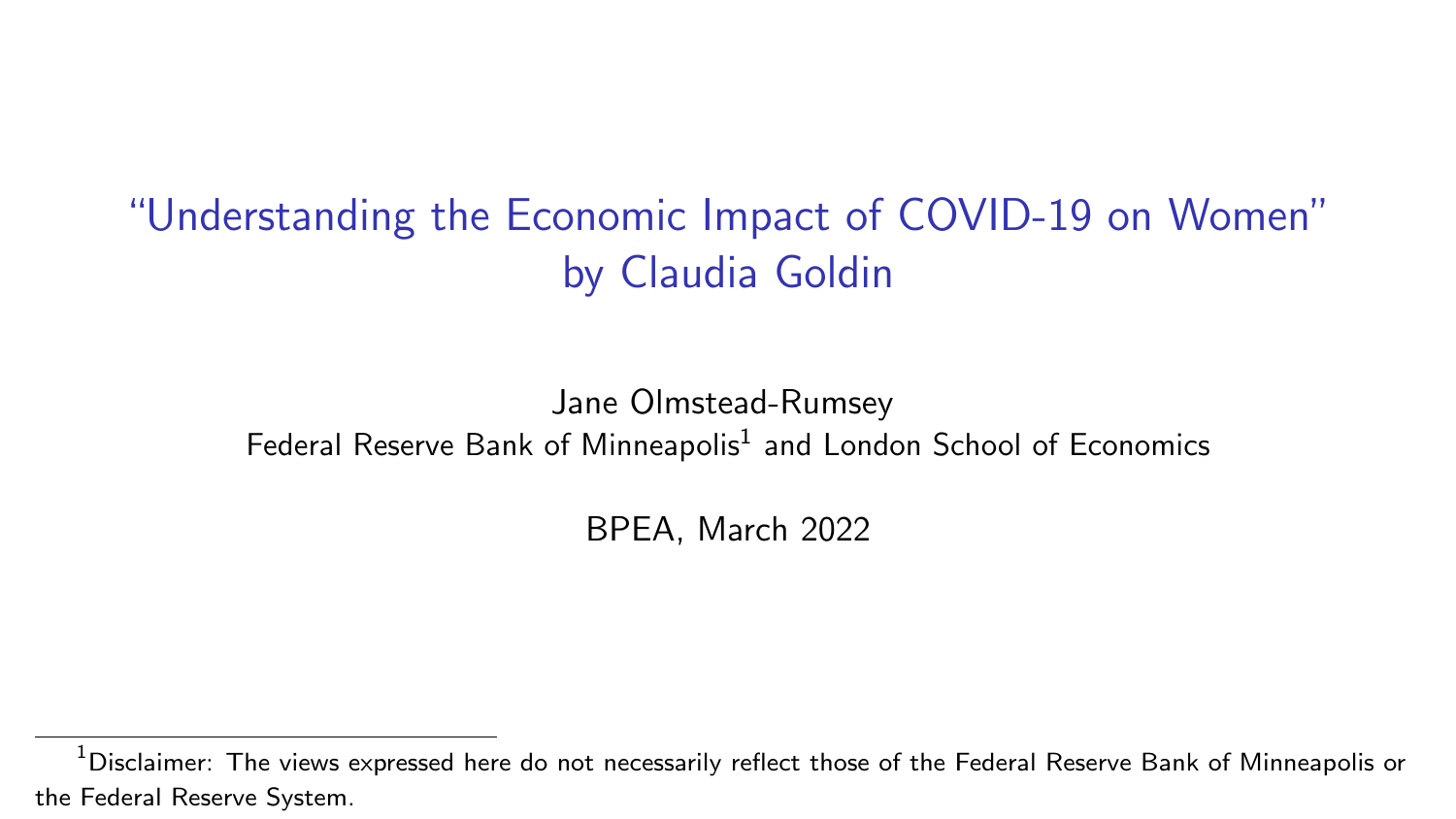# "Understanding the Economic Impact of COVID-19 on Women" by Claudia Goldin

Jane Olmstead-Rumsey

Federal Reserve Bank of Minneapolis[1] and London School of Economics

BPEA, March 2022

[1] Disclaimer: The views expressed here do not necessarily reflect those of the Federal Reserve Bank of Minneapolis or the Federal Reserve System.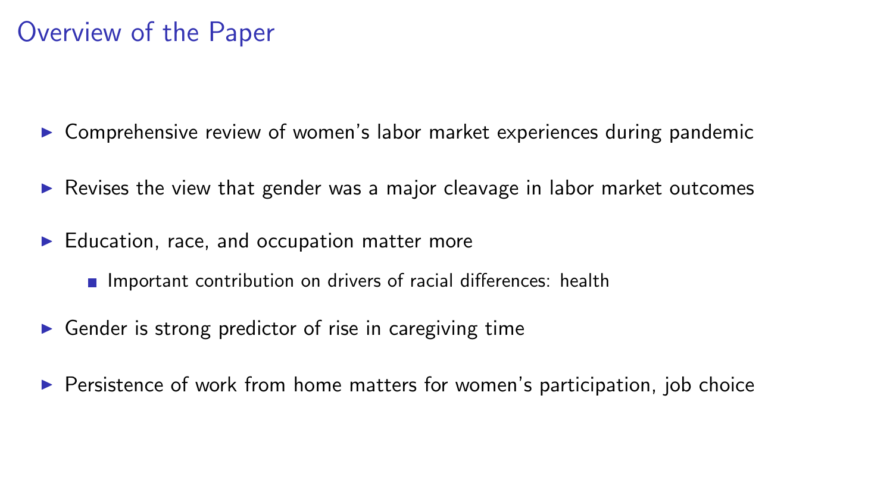# Overview of the Paper

- Comprehensive review of women's labor market experiences during pandemic
- Revises the view that gender was a major cleavage in labor market outcomes
- Education, race, and occupation matter more
  - Important contribution on drivers of racial differences: health
- Gender is strong predictor of rise in caregiving time
- Persistence of work from home matters for women's participation, job choice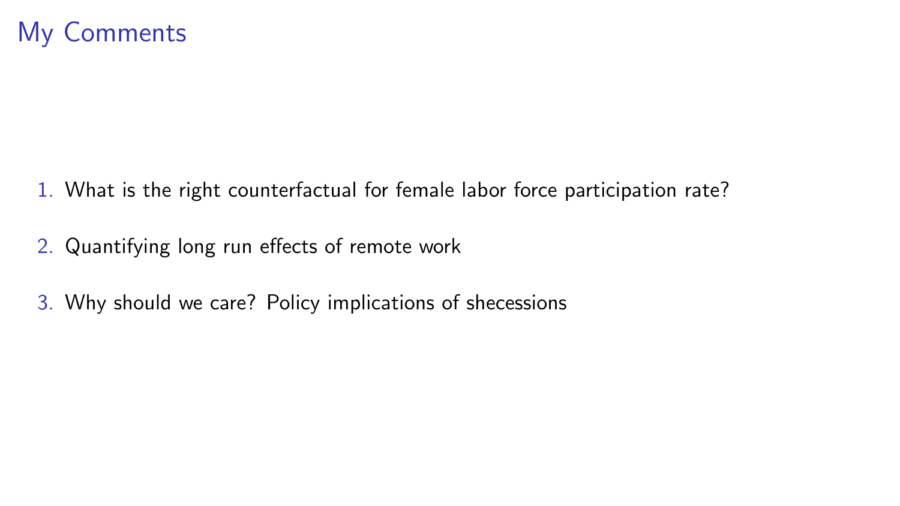# My Comments

1. What is the right counterfactual for female labor force participation rate?
2. Quantifying long run effects of remote work
3. Why should we care? Policy implications of shecessions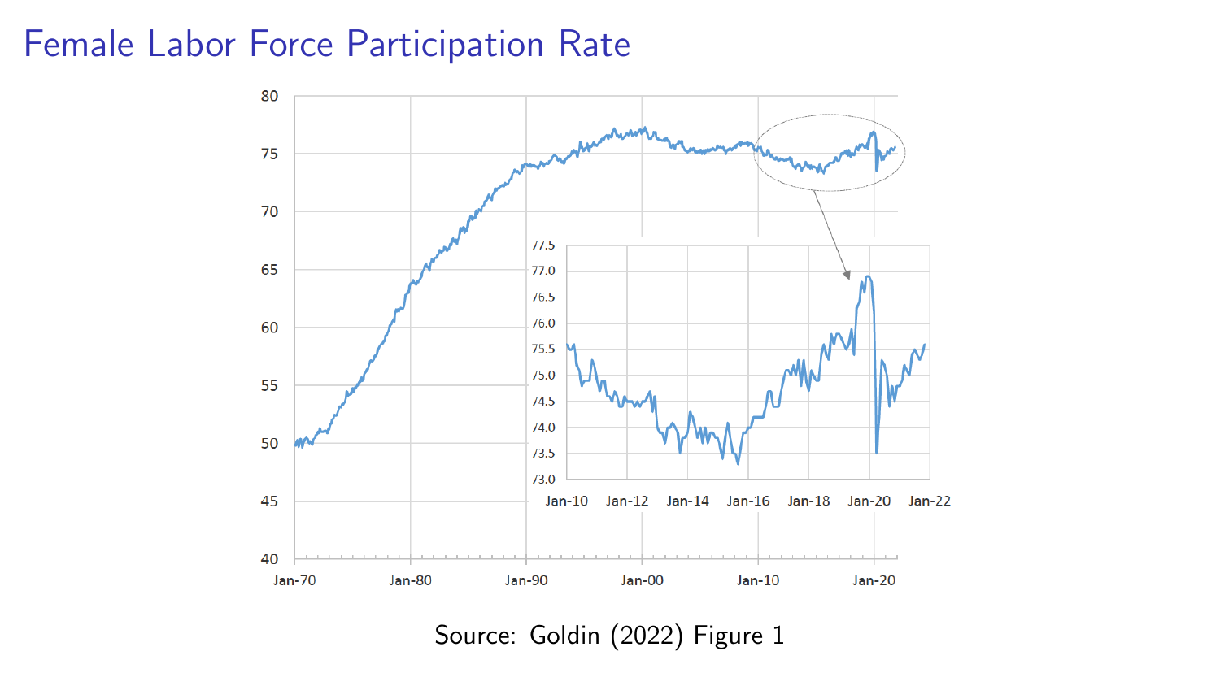# Female Labor Force Participation Rate

Source: Goldin (2022) Figure 1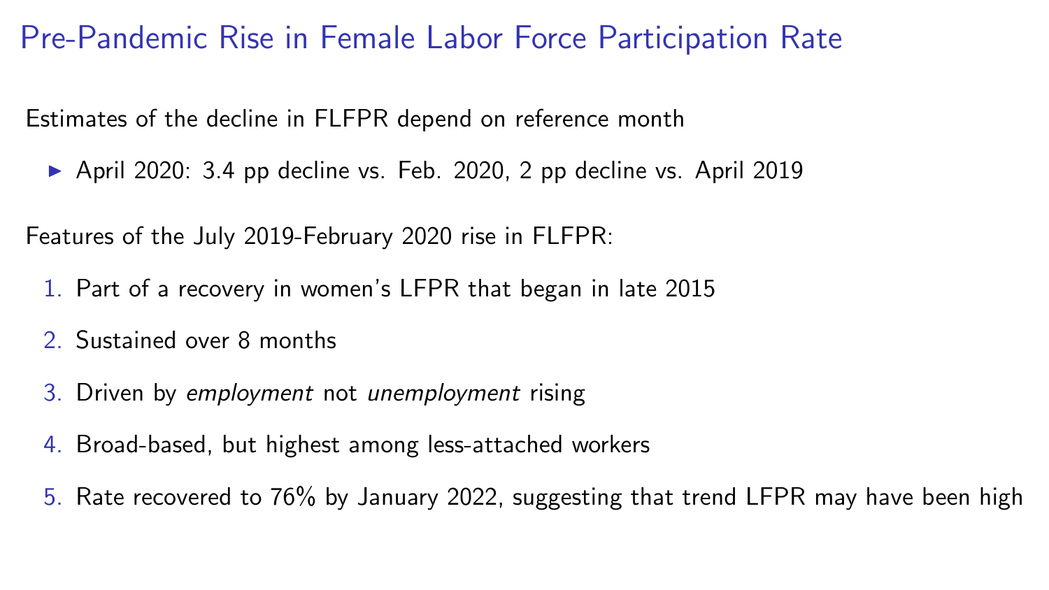# Pre-Pandemic Rise in Female Labor Force Participation Rate

Estimates of the decline in FLFPR depend on reference month

- April 2020: 3.4 pp decline vs. Feb. 2020, 2 pp decline vs. April 2019

Features of the July 2019-February 2020 rise in FLFPR:

1. Part of a recovery in women's LFPR that began in late 2015
2. Sustained over 8 months
3. Driven by *employment* not *unemployment* rising
4. Broad-based, but highest among less-attached workers
5. Rate recovered to 76% by January 2022, suggesting that trend LFPR may have been high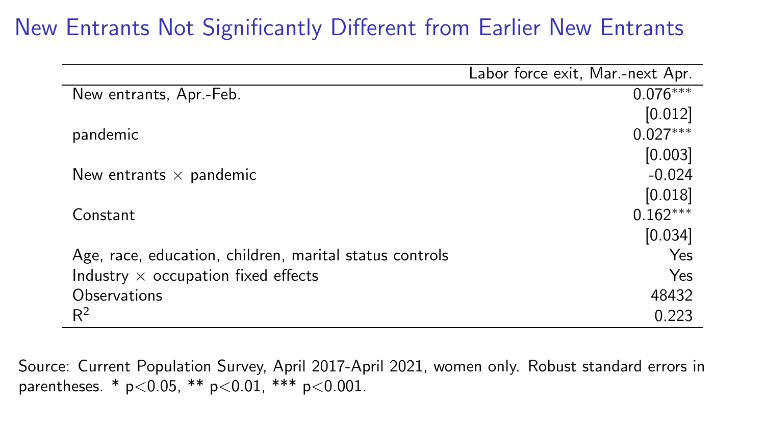# New Entrants Not Significantly Different from Earlier New Entrants

| | Labor force exit, Mar.-next Apr. |
|---|---|
| New entrants, Apr.-Feb. | 0.076*** |
| | [0.012] |
| pandemic | 0.027*** |
| | [0.003] |
| New entrants × pandemic | -0.024 |
| | [0.018] |
| Constant | 0.162*** |
| | [0.034] |
| Age, race, education, children, marital status controls | Yes |
| Industry × occupation fixed effects | Yes |
| Observations | 48432 |
| $R^2$ | 0.223 |

Source: Current Population Survey, April 2017-April 2021, women only. Robust standard errors in parentheses. * p<0.05, ** p<0.01, *** p<0.001.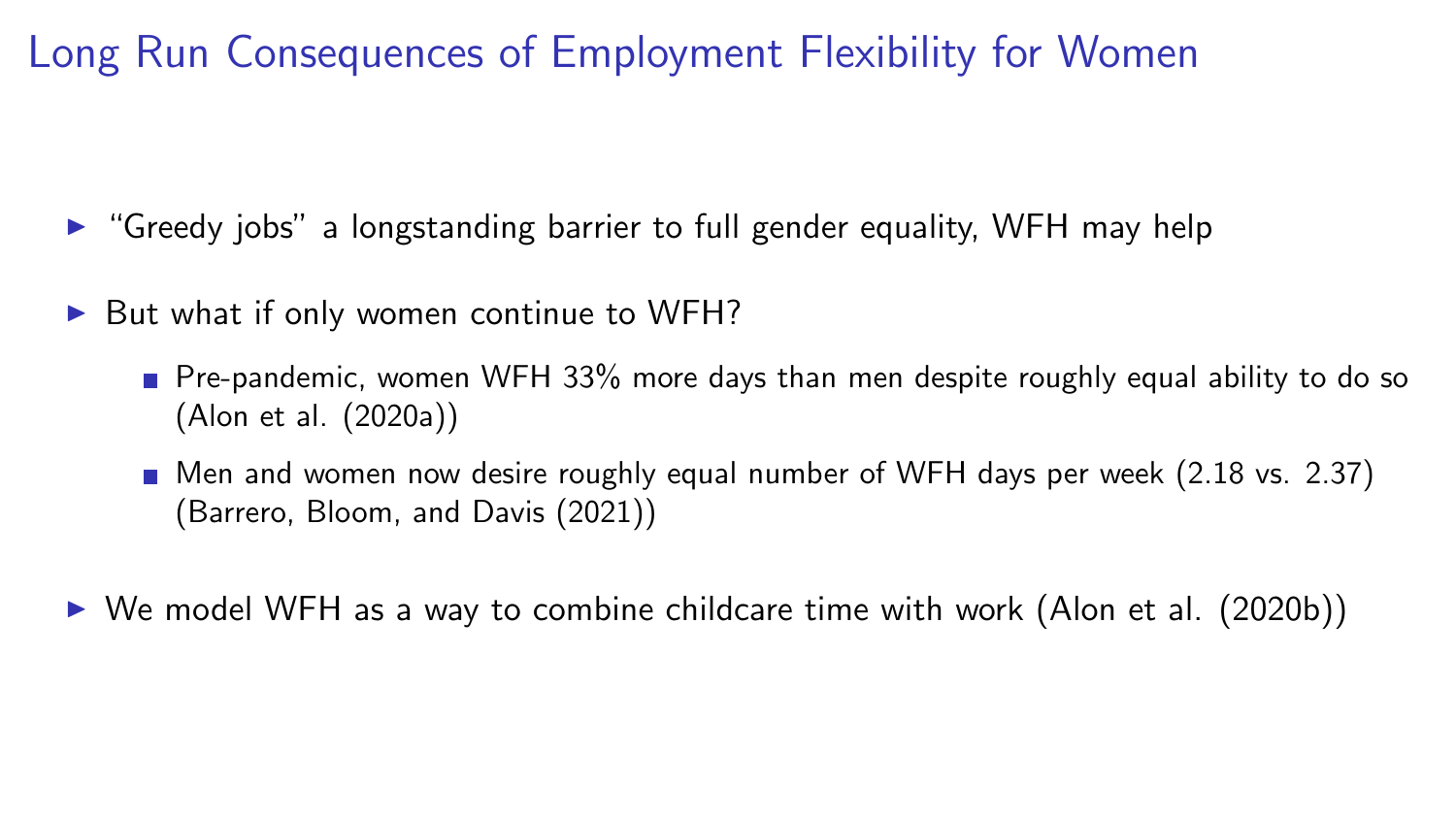# Long Run Consequences of Employment Flexibility for Women

- "Greedy jobs" a longstanding barrier to full gender equality, WFH may help
- But what if only women continue to WFH?
  - Pre-pandemic, women WFH 33% more days than men despite roughly equal ability to do so (Alon et al. (2020a))
  - Men and women now desire roughly equal number of WFH days per week (2.18 vs. 2.37) (Barrero, Bloom, and Davis (2021))
- We model WFH as a way to combine childcare time with work (Alon et al. (2020b))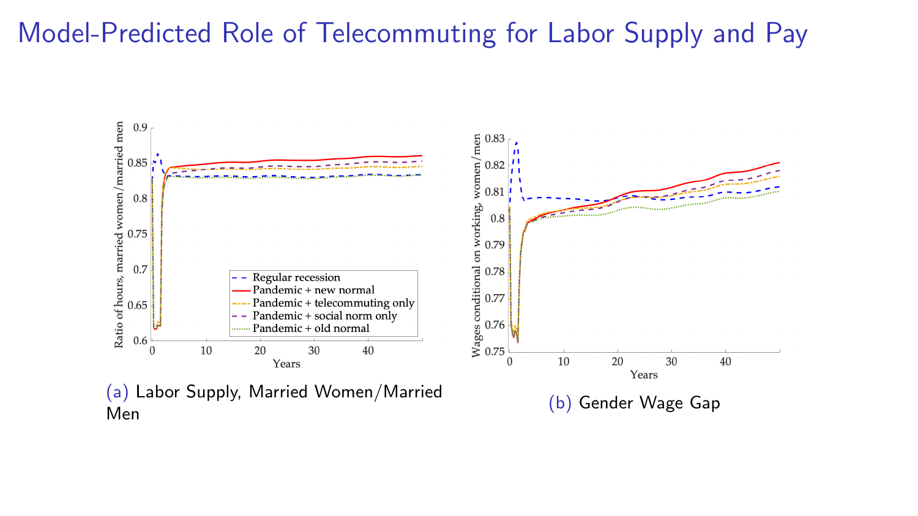# Model-Predicted Role of Telecommuting for Labor Supply and Pay

(a) Labor Supply, Married Women/Married Men

(b) Gender Wage Gap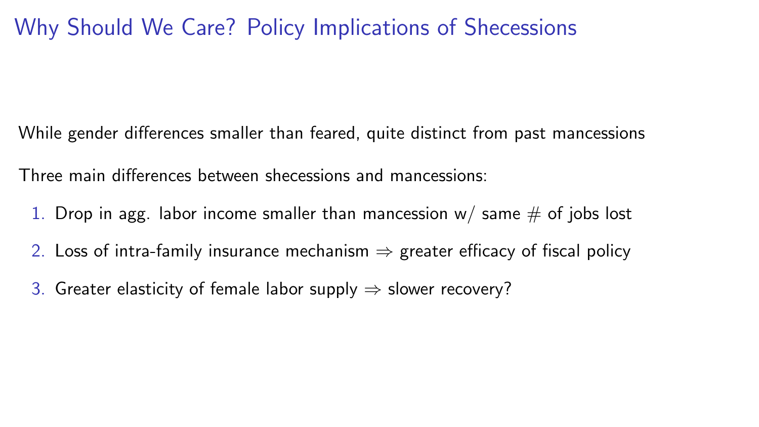# Why Should We Care? Policy Implications of Shecessions

While gender differences smaller than feared, quite distinct from past mancessions

Three main differences between shecessions and mancessions:

1. Drop in agg. labor income smaller than mancession w/ same # of jobs lost
2. Loss of intra-family insurance mechanism $\Rightarrow$ greater efficacy of fiscal policy
3. Greater elasticity of female labor supply $\Rightarrow$ slower recovery?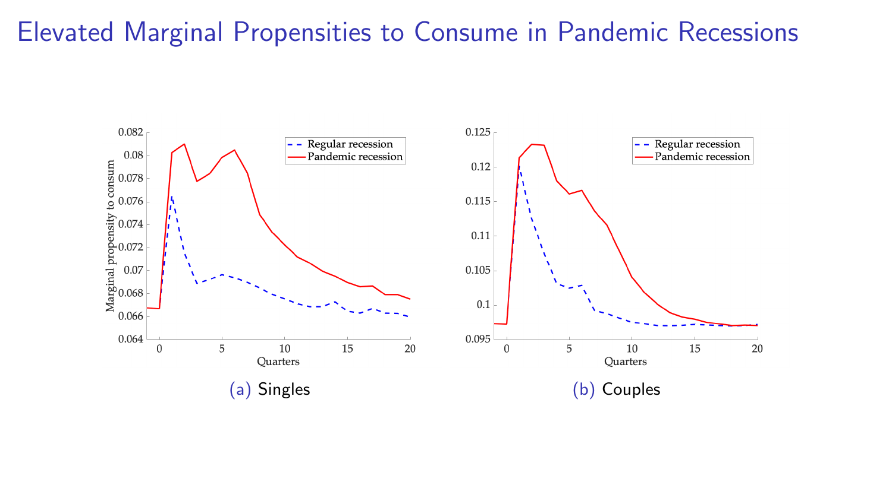# Elevated Marginal Propensities to Consume in Pandemic Recessions

(a) Singles

(b) Couples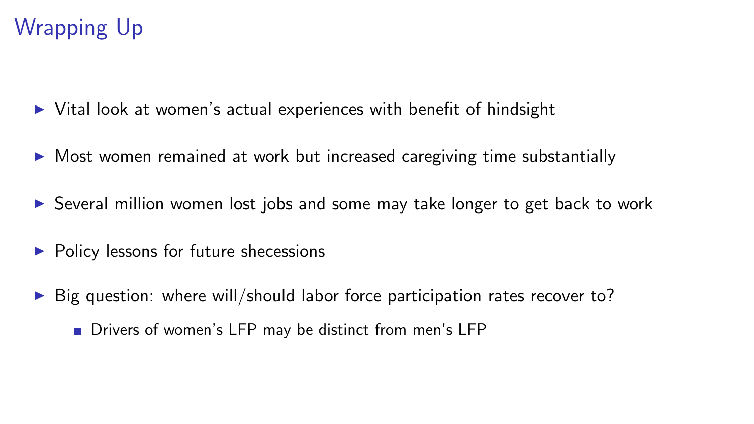## Wrapping Up

- Vital look at women's actual experiences with benefit of hindsight
- Most women remained at work but increased caregiving time substantially
- Several million women lost jobs and some may take longer to get back to work
- Policy lessons for future shecessions
- Big question: where will/should labor force participation rates recover to?
  - Drivers of women's LFP may be distinct from men's LFP